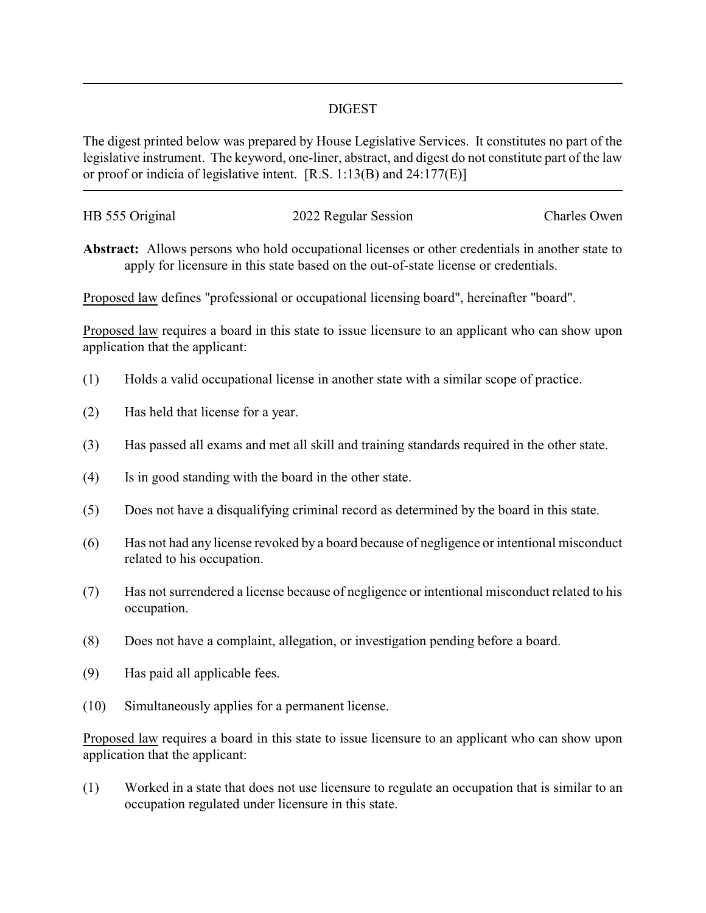# DIGEST

The digest printed below was prepared by House Legislative Services. It constitutes no part of the legislative instrument. The keyword, one-liner, abstract, and digest do not constitute part of the law or proof or indicia of legislative intent. [R.S. 1:13(B) and 24:177(E)]

HB 555 Original | 2022 Regular Session | Charles Owen

**Abstract:** Allows persons who hold occupational licenses or other credentials in another state to apply for licensure in this state based on the out-of-state license or credentials.

Proposed law defines "professional or occupational licensing board", hereinafter "board".

Proposed law requires a board in this state to issue licensure to an applicant who can show upon application that the applicant:

(1) Holds a valid occupational license in another state with a similar scope of practice.

(2) Has held that license for a year.

(3) Has passed all exams and met all skill and training standards required in the other state.

(4) Is in good standing with the board in the other state.

(5) Does not have a disqualifying criminal record as determined by the board in this state.

(6) Has not had any license revoked by a board because of negligence or intentional misconduct related to his occupation.

(7) Has not surrendered a license because of negligence or intentional misconduct related to his occupation.

(8) Does not have a complaint, allegation, or investigation pending before a board.

(9) Has paid all applicable fees.

(10) Simultaneously applies for a permanent license.

Proposed law requires a board in this state to issue licensure to an applicant who can show upon application that the applicant:

(1) Worked in a state that does not use licensure to regulate an occupation that is similar to an occupation regulated under licensure in this state.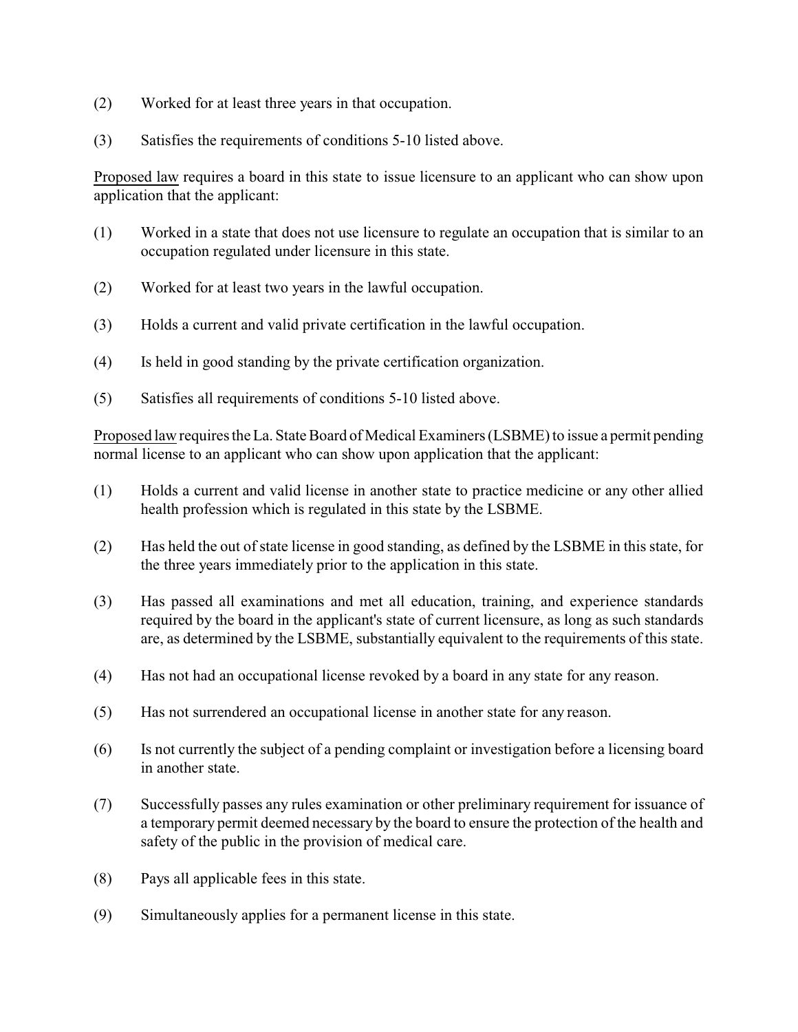(2) Worked for at least three years in that occupation.

(3) Satisfies the requirements of conditions 5-10 listed above.

<u>Proposed law</u> requires a board in this state to issue licensure to an applicant who can show upon application that the applicant:

(1) Worked in a state that does not use licensure to regulate an occupation that is similar to an occupation regulated under licensure in this state.

(2) Worked for at least two years in the lawful occupation.

(3) Holds a current and valid private certification in the lawful occupation.

(4) Is held in good standing by the private certification organization.

(5) Satisfies all requirements of conditions 5-10 listed above.

<u>Proposed law</u> requires the La. State Board of Medical Examiners (LSBME) to issue a permit pending normal license to an applicant who can show upon application that the applicant:

(1) Holds a current and valid license in another state to practice medicine or any other allied health profession which is regulated in this state by the LSBME.

(2) Has held the out of state license in good standing, as defined by the LSBME in this state, for the three years immediately prior to the application in this state.

(3) Has passed all examinations and met all education, training, and experience standards required by the board in the applicant's state of current licensure, as long as such standards are, as determined by the LSBME, substantially equivalent to the requirements of this state.

(4) Has not had an occupational license revoked by a board in any state for any reason.

(5) Has not surrendered an occupational license in another state for any reason.

(6) Is not currently the subject of a pending complaint or investigation before a licensing board in another state.

(7) Successfully passes any rules examination or other preliminary requirement for issuance of a temporary permit deemed necessary by the board to ensure the protection of the health and safety of the public in the provision of medical care.

(8) Pays all applicable fees in this state.

(9) Simultaneously applies for a permanent license in this state.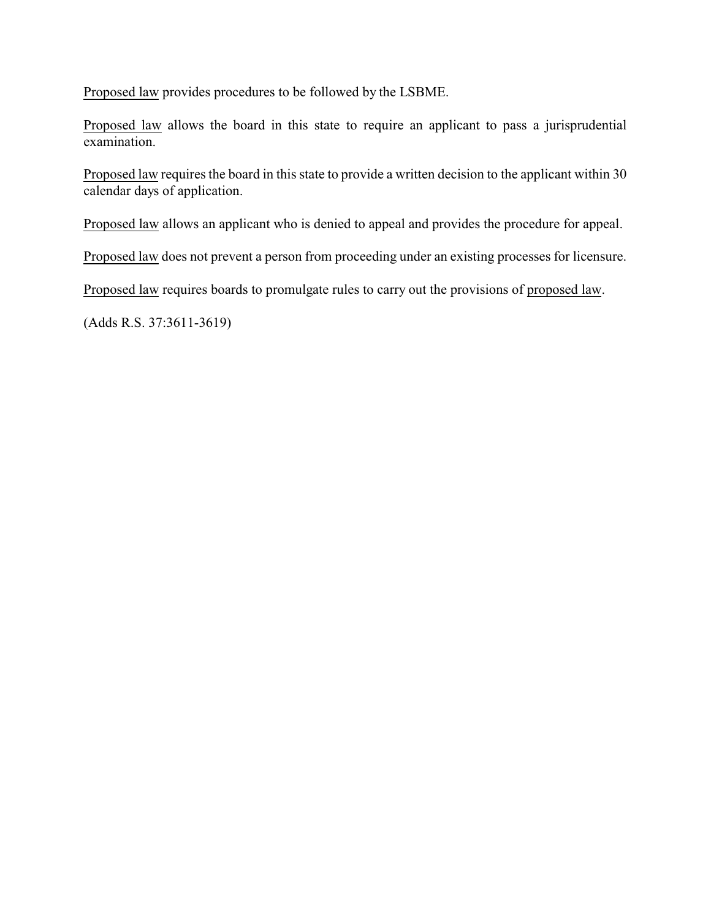Proposed law provides procedures to be followed by the LSBME.

Proposed law allows the board in this state to require an applicant to pass a jurisprudential examination.

Proposed law requires the board in this state to provide a written decision to the applicant within 30 calendar days of application.

Proposed law allows an applicant who is denied to appeal and provides the procedure for appeal.

Proposed law does not prevent a person from proceeding under an existing processes for licensure.

Proposed law requires boards to promulgate rules to carry out the provisions of proposed law.

(Adds R.S. 37:3611-3619)